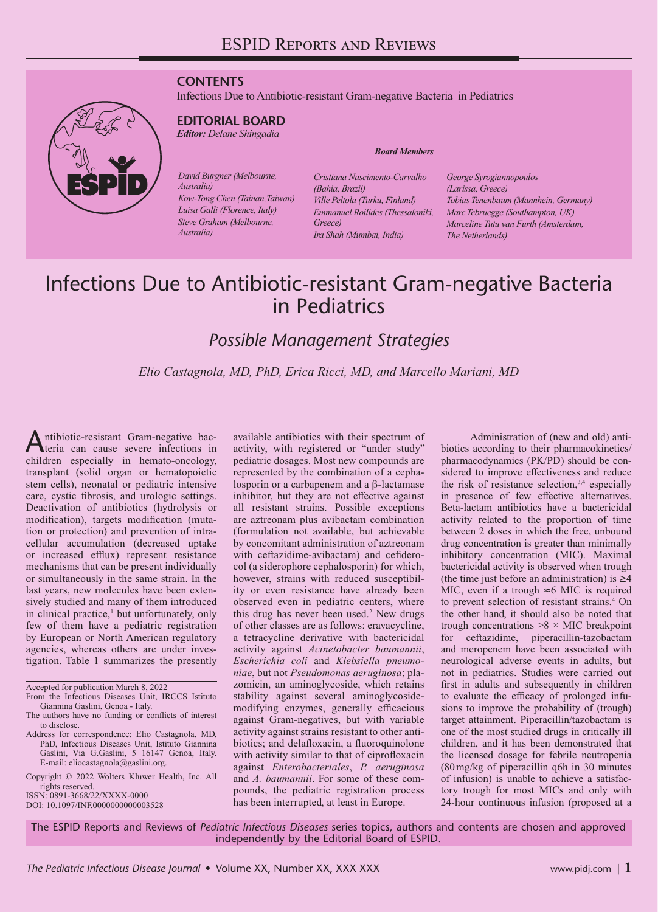# ESPID Reports and Reviews

**CONTENTS**

Infections Due to Antibiotic-resistant Gram-negative Bacteria in Pediatrics

**EDITORIAL BOARD**

***Editor:*** *Delane Shingadia*

***Board Members***

*David Burgner (Melbourne, Australia)*
*Kow-Tong Chen (Tainan,Taiwan)*
*Luisa Galli (Florence, Italy)*
*Steve Graham (Melbourne, Australia)*
*Cristiana Nascimento-Carvalho (Bahia, Brazil)*
*Ville Peltola (Turku, Finland)*
*Emmanuel Roilides (Thessaloniki, Greece)*
*Ira Shah (Mumbai, India)*
*George Syrogiannopoulos (Larissa, Greece)*
*Tobias Tenenbaum (Mannhein, Germany)*
*Marc Tebruegge (Southampton, UK)*
*Marceline Tutu van Furth (Amsterdam, The Netherlands)*

# Infections Due to Antibiotic-resistant Gram-negative Bacteria in Pediatrics

## *Possible Management Strategies*

*Elio Castagnola, MD, PhD, Erica Ricci, MD, and Marcello Mariani, MD*

Antibiotic-resistant Gram-negative bacteria can cause severe infections in children especially in hemato-oncology, transplant (solid organ or hematopoietic stem cells), neonatal or pediatric intensive care, cystic fibrosis, and urologic settings. Deactivation of antibiotics (hydrolysis or modification), targets modification (mutation or protection) and prevention of intracellular accumulation (decreased uptake or increased efflux) represent resistance mechanisms that can be present individually or simultaneously in the same strain. In the last years, new molecules have been extensively studied and many of them introduced in clinical practice,[1] but unfortunately, only few of them have a pediatric registration by European or North American regulatory agencies, whereas others are under investigation. Table 1 summarizes the presently available antibiotics with their spectrum of activity, with registered or "under study" pediatric dosages. Most new compounds are represented by the combination of a cephalosporin or a carbapenem and a β-lactamase inhibitor, but they are not effective against all resistant strains. Possible exceptions are aztreonam plus avibactam combination (formulation not available, but achievable by concomitant administration of aztreonam with ceftazidime-avibactam) and cefiderocol (a siderophore cephalosporin) for which, however, strains with reduced susceptibility or even resistance have already been observed even in pediatric centers, where this drug has never been used.[2] New drugs of other classes are as follows: eravacycline, a tetracycline derivative with bactericidal activity against *Acinetobacter baumannii*, *Escherichia coli* and *Klebsiella pneumoniae*, but not *Pseudomonas aeruginosa*; plazomicin, an aminoglycoside, which retains stability against several aminoglycoside-modifying enzymes, generally efficacious against Gram-negatives, but with variable activity against strains resistant to other antibiotics; and delafloxacin, a fluoroquinolone with activity similar to that of ciprofloxacin against *Enterobacteriales*, *P. aeruginosa* and *A. baumannii*. For some of these compounds, the pediatric registration process has been interrupted, at least in Europe.

Administration of (new and old) antibiotics according to their pharmacokinetics/pharmacodynamics (PK/PD) should be considered to improve effectiveness and reduce the risk of resistance selection,[3,4] especially in presence of few effective alternatives. Beta-lactam antibiotics have a bactericidal activity related to the proportion of time between 2 doses in which the free, unbound drug concentration is greater than minimally inhibitory concentration (MIC). Maximal bactericidal activity is observed when trough (the time just before an administration) is ≥4 MIC, even if a trough ≈6 MIC is required to prevent selection of resistant strains.[4] On the other hand, it should also be noted that trough concentrations >8 × MIC breakpoint for ceftazidime, piperacillin-tazobactam and meropenem have been associated with neurological adverse events in adults, but not in pediatrics. Studies were carried out first in adults and subsequently in children to evaluate the efficacy of prolonged infusions to improve the probability of (trough) target attainment. Piperacillin/tazobactam is one of the most studied drugs in critically ill children, and it has been demonstrated that the licensed dosage for febrile neutropenia (80 mg/kg of piperacillin q6h in 30 minutes of infusion) is unable to achieve a satisfactory trough for most MICs and only with 24-hour continuous infusion (proposed at a

Accepted for publication March 8, 2022

From the Infectious Diseases Unit, IRCCS Istituto Giannina Gaslini, Genoa - Italy.

The authors have no funding or conflicts of interest to disclose.

Address for correspondence: Elio Castagnola, MD, PhD, Infectious Diseases Unit, Istituto Giannina Gaslini, Via G.Gaslini, 5 16147 Genoa, Italy. E-mail: eliocastagnola@gaslini.org.

Copyright © 2022 Wolters Kluwer Health, Inc. All rights reserved.

ISSN: 0891-3668/22/XXXX-0000

DOI: 10.1097/INF.0000000000003528

The ESPID Reports and Reviews of *Pediatric Infectious Diseases* series topics, authors and contents are chosen and approved independently by the Editorial Board of ESPID.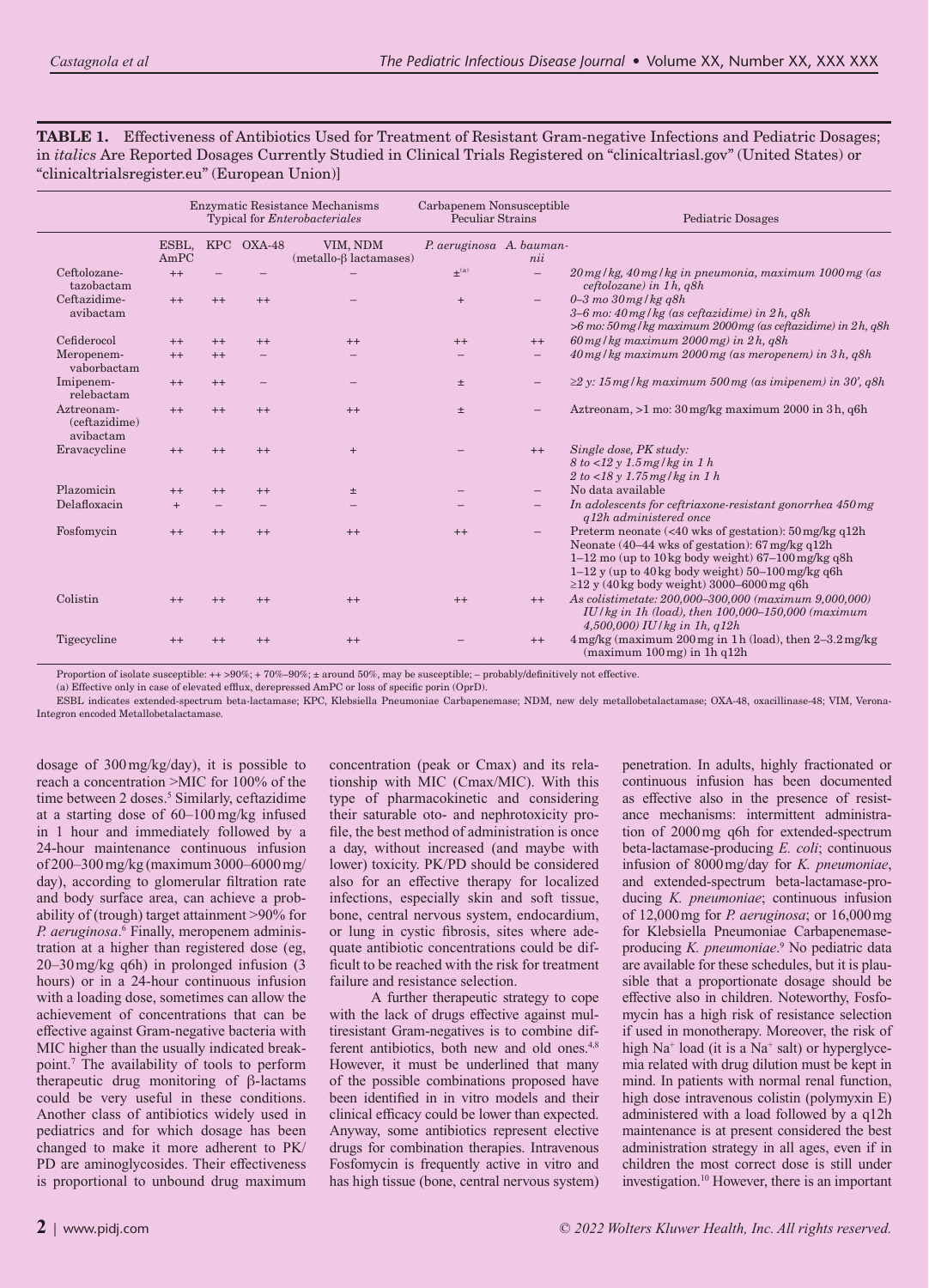**TABLE 1.** Effectiveness of Antibiotics Used for Treatment of Resistant Gram-negative Infections and Pediatric Dosages; in *italics* Are Reported Dosages Currently Studied in Clinical Trials Registered on "clinicaltriasl.gov" (United States) or "clinicaltrialsregister.eu" (European Union)]

| | Enzymatic Resistance Mechanisms Typical for *Enterobacteriales* | | | | Carbapenem Nonsusceptible Peculiar Strains | | Pediatric Dosages |
|---|---|---|---|---|---|---|---|
| | ESBL, AmPC | KPC | OXA-48 | VIM, NDM (metallo-β lactamases) | *P. aeruginosa* | *A. baumannii* | |
| Ceftolozane-tazobactam | ++ | – | – | – | ±[(a)] | – | *20 mg/kg, 40 mg/kg in pneumonia, maximum 1000 mg (as ceftolozane) in 1 h, q8h* |
| Ceftazidime-avibactam | ++ | ++ | ++ | – | + | – | *0–3 mo 30 mg/kg q8h*<br>*3–6 mo: 40 mg/kg (as ceftazidime) in 2 h, q8h*<br>*>6 mo: 50 mg/kg maximum 2000 mg (as ceftazidime) in 2 h, q8h* |
| Cefiderocol | ++ | ++ | ++ | ++ | ++ | ++ | *60 mg/kg maximum 2000 mg) in 2 h, q8h* |
| Meropenem-vaborbactam | ++ | ++ | – | – | – | – | *40 mg/kg maximum 2000 mg (as meropenem) in 3 h, q8h* |
| Imipenem-relebactam | ++ | ++ | – | – | ± | – | *≥2 y: 15 mg/kg maximum 500 mg (as imipenem) in 30', q8h* |
| Aztreonam-(ceftazidime) avibactam | ++ | ++ | ++ | ++ | ± | – | Aztreonam, >1 mo: 30 mg/kg maximum 2000 in 3 h, q6h |
| Eravacycline | ++ | ++ | ++ | + | – | ++ | *Single dose, PK study:*<br>*8 to <12 y 1.5 mg/kg in 1 h*<br>*2 to <18 y 1.75 mg/kg in 1 h* |
| Plazomicin | ++ | ++ | ++ | ± | – | – | No data available |
| Delafloxacin | + | – | – | – | – | – | *In adolescents for ceftriaxone-resistant gonorrhea 450 mg q12h administered once* |
| Fosfomycin | ++ | ++ | ++ | ++ | ++ | – | Preterm neonate (<40 wks of gestation): 50 mg/kg q12h<br>Neonate (40–44 wks of gestation): 67 mg/kg q12h<br>1–12 mo (up to 10 kg body weight) 67–100 mg/kg q8h<br>1–12 y (up to 40 kg body weight) 50–100 mg/kg q6h<br>≥12 y (40 kg body weight) 3000–6000 mg q6h |
| Colistin | ++ | ++ | ++ | ++ | ++ | ++ | *As colistimetate: 200,000–300,000 (maximum 9,000,000) IU/kg in 1h (load), then 100,000–150,000 (maximum 4,500,000) IU/kg in 1h, q12h* |
| Tigecycline | ++ | ++ | ++ | ++ | – | ++ | 4 mg/kg (maximum 200 mg in 1 h (load), then 2–3.2 mg/kg (maximum 100 mg) in 1h q12h |

Proportion of isolate susceptible: ++ >90%; + 70%–90%; ± around 50%, may be susceptible; – probably/definitively not effective.

(a) Effective only in case of elevated efflux, derepressed AmPC or loss of specific porin (OprD).

ESBL indicates extended-spectrum beta-lactamase; KPC, Klebsiella Pneumoniae Carbapenemase; NDM, new dely metallobetalactamase; OXA-48, oxacillinase-48; VIM, Verona-Integron encoded Metallobetalactamase.

dosage of 300 mg/kg/day), it is possible to reach a concentration >MIC for 100% of the time between 2 doses.[5] Similarly, ceftazidime at a starting dose of 60–100 mg/kg infused in 1 hour and immediately followed by a 24-hour maintenance continuous infusion of 200–300 mg/kg (maximum 3000–6000 mg/day), according to glomerular filtration rate and body surface area, can achieve a probability of (trough) target attainment >90% for *P. aeruginosa*.[6] Finally, meropenem administration at a higher than registered dose (eg, 20–30 mg/kg q6h) in prolonged infusion (3 hours) or in a 24-hour continuous infusion with a loading dose, sometimes can allow the achievement of concentrations that can be effective against Gram-negative bacteria with MIC higher than the usually indicated breakpoint.[7] The availability of tools to perform therapeutic drug monitoring of β-lactams could be very useful in these conditions. Another class of antibiotics widely used in pediatrics and for which dosage has been changed to make it more adherent to PK/PD are aminoglycosides. Their effectiveness is proportional to unbound drug maximum concentration (peak or Cmax) and its relationship with MIC (Cmax/MIC). With this type of pharmacokinetic and considering their saturable oto- and nephrotoxicity profile, the best method of administration is once a day, without increased (and maybe with lower) toxicity. PK/PD should be considered also for an effective therapy for localized infections, especially skin and soft tissue, bone, central nervous system, endocardium, or lung in cystic fibrosis, sites where adequate antibiotic concentrations could be difficult to be reached with the risk for treatment failure and resistance selection.

A further therapeutic strategy to cope with the lack of drugs effective against multiresistant Gram-negatives is to combine different antibiotics, both new and old ones.[4,8] However, it must be underlined that many of the possible combinations proposed have been identified in in vitro models and their clinical efficacy could be lower than expected. Anyway, some antibiotics represent elective drugs for combination therapies. Intravenous Fosfomycin is frequently active in vitro and has high tissue (bone, central nervous system) penetration. In adults, highly fractionated or continuous infusion has been documented as effective also in the presence of resistance mechanisms: intermittent administration of 2000 mg q6h for extended-spectrum beta-lactamase-producing *E. coli*; continuous infusion of 8000 mg/day for *K. pneumoniae*, and extended-spectrum beta-lactamase-producing *K. pneumoniae*; continuous infusion of 12,000 mg for *P. aeruginosa*; or 16,000 mg for Klebsiella Pneumoniae Carbapenemase-producing *K. pneumoniae*.[9] No pediatric data are available for these schedules, but it is plausible that a proportionate dosage should be effective also in children. Noteworthy, Fosfomycin has a high risk of resistance selection if used in monotherapy. Moreover, the risk of high $Na^+$ load (it is a $Na^+$ salt) or hyperglycemia related with drug dilution must be kept in mind. In patients with normal renal function, high dose intravenous colistin (polymyxin E) administered with a load followed by a q12h maintenance is at present considered the best administration strategy in all ages, even if in children the most correct dose is still under investigation.[10] However, there is an important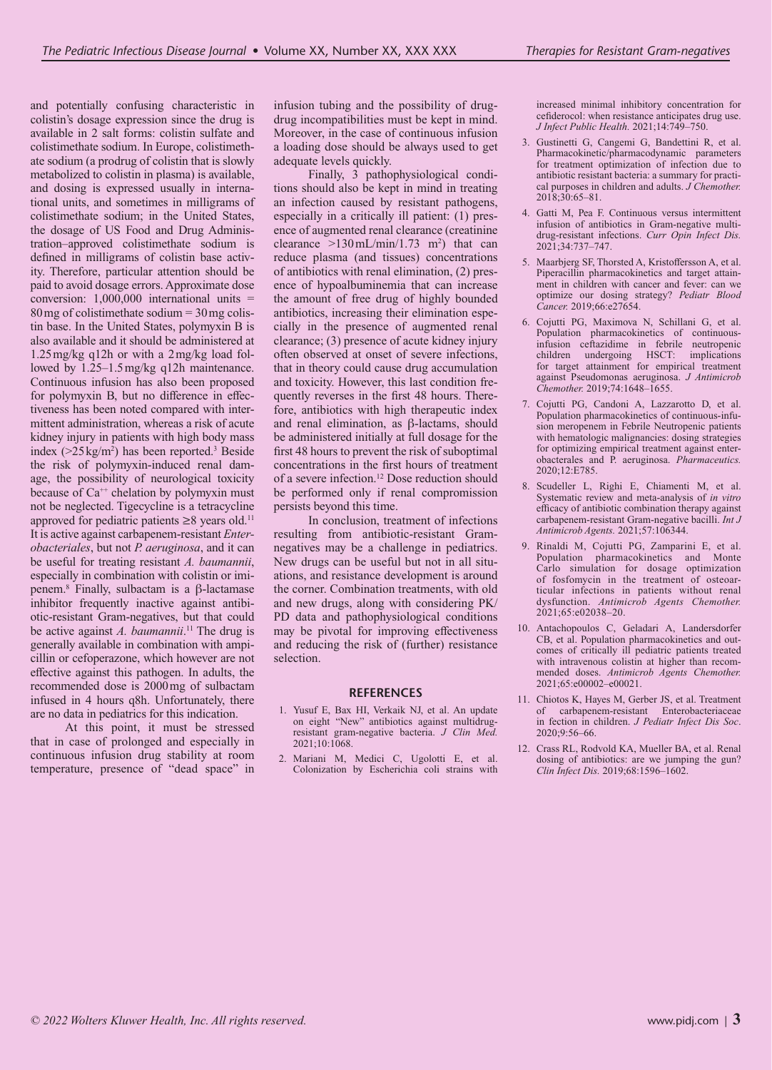and potentially confusing characteristic in colistin's dosage expression since the drug is available in 2 salt forms: colistin sulfate and colistimethate sodium. In Europe, colistimethate sodium (a prodrug of colistin that is slowly metabolized to colistin in plasma) is available, and dosing is expressed usually in international units, and sometimes in milligrams of colistimethate sodium; in the United States, the dosage of US Food and Drug Administration–approved colistimethate sodium is defined in milligrams of colistin base activity. Therefore, particular attention should be paid to avoid dosage errors. Approximate dose conversion: 1,000,000 international units = 80 mg of colistimethate sodium = 30 mg colistin base. In the United States, polymyxin B is also available and it should be administered at 1.25 mg/kg q12h or with a 2 mg/kg load followed by 1.25–1.5 mg/kg q12h maintenance. Continuous infusion has also been proposed for polymyxin B, but no difference in effectiveness has been noted compared with intermittent administration, whereas a risk of acute kidney injury in patients with high body mass index (>25 kg/m$^2$) has been reported.[3] Beside the risk of polymyxin-induced renal damage, the possibility of neurological toxicity because of $Ca^{++}$ chelation by polymyxin must not be neglected. Tigecycline is a tetracycline approved for pediatric patients ≥8 years old.[11] It is active against carbapenem-resistant *Enterobacteriales*, but not *P. aeruginosa*, and it can be useful for treating resistant *A. baumannii*, especially in combination with colistin or imipenem.[8] Finally, sulbactam is a β-lactamase inhibitor frequently inactive against antibiotic-resistant Gram-negatives, but that could be active against *A. baumannii*.[11] The drug is generally available in combination with ampicillin or cefoperazone, which however are not effective against this pathogen. In adults, the recommended dose is 2000 mg of sulbactam infused in 4 hours q8h. Unfortunately, there are no data in pediatrics for this indication.

At this point, it must be stressed that in case of prolonged and especially in continuous infusion drug stability at room temperature, presence of "dead space" in infusion tubing and the possibility of drug-drug incompatibilities must be kept in mind. Moreover, in the case of continuous infusion a loading dose should be always used to get adequate levels quickly.

Finally, 3 pathophysiological conditions should also be kept in mind in treating an infection caused by resistant pathogens, especially in a critically ill patient: (1) presence of augmented renal clearance (creatinine clearance >130 mL/min/1.73 m$^2$) that can reduce plasma (and tissues) concentrations of antibiotics with renal elimination, (2) presence of hypoalbuminemia that can increase the amount of free drug of highly bounded antibiotics, increasing their elimination especially in the presence of augmented renal clearance; (3) presence of acute kidney injury often observed at onset of severe infections, that in theory could cause drug accumulation and toxicity. However, this last condition frequently reverses in the first 48 hours. Therefore, antibiotics with high therapeutic index and renal elimination, as β-lactams, should be administered initially at full dosage for the first 48 hours to prevent the risk of suboptimal concentrations in the first hours of treatment of a severe infection.[12] Dose reduction should be performed only if renal compromission persists beyond this time.

In conclusion, treatment of infections resulting from antibiotic-resistant Gram-negatives may be a challenge in pediatrics. New drugs can be useful but not in all situations, and resistance development is around the corner. Combination treatments, with old and new drugs, along with considering PK/PD data and pathophysiological conditions may be pivotal for improving effectiveness and reducing the risk of (further) resistance selection.

## REFERENCES

1. Yusuf E, Bax HI, Verkaik NJ, et al. An update on eight "New" antibiotics against multidrug-resistant gram-negative bacteria. *J Clin Med.* 2021;10:1068.
2. Mariani M, Medici C, Ugolotti E, et al. Colonization by Escherichia coli strains with increased minimal inhibitory concentration for cefiderocol: when resistance anticipates drug use. *J Infect Public Health.* 2021;14:749–750.
3. Gustinetti G, Cangemi G, Bandettini R, et al. Pharmacokinetic/pharmacodynamic parameters for treatment optimization of infection due to antibiotic resistant bacteria: a summary for practical purposes in children and adults. *J Chemother.* 2018;30:65–81.
4. Gatti M, Pea F. Continuous versus intermittent infusion of antibiotics in Gram-negative multidrug-resistant infections. *Curr Opin Infect Dis.* 2021;34:737–747.
5. Maarbjerg SF, Thorsted A, Kristoffersson A, et al. Piperacillin pharmacokinetics and target attainment in children with cancer and fever: can we optimize our dosing strategy? *Pediatr Blood Cancer.* 2019;66:e27654.
6. Cojutti PG, Maximova N, Schillani G, et al. Population pharmacokinetics of continuous-infusion ceftazidime in febrile neutropenic children undergoing HSCT: implications for target attainment for empirical treatment against Pseudomonas aeruginosa. *J Antimicrob Chemother.* 2019;74:1648–1655.
7. Cojutti PG, Candoni A, Lazzarotto D, et al. Population pharmacokinetics of continuous-infusion meropenem in Febrile Neutropenic patients with hematologic malignancies: dosing strategies for optimizing empirical treatment against enterobacterales and P. aeruginosa. *Pharmaceutics.* 2020;12:E785.
8. Scudeller L, Righi E, Chiamenti M, et al. Systematic review and meta-analysis of *in vitro* efficacy of antibiotic combination therapy against carbapenem-resistant Gram-negative bacilli. *Int J Antimicrob Agents.* 2021;57:106344.
9. Rinaldi M, Cojutti PG, Zamparini E, et al. Population pharmacokinetics and Monte Carlo simulation for dosage optimization of fosfomycin in the treatment of osteoarticular infections in patients without renal dysfunction. *Antimicrob Agents Chemother.* 2021;65:e02038–20.
10. Antachopoulos C, Geladari A, Landersdorfer CB, et al. Population pharmacokinetics and outcomes of critically ill pediatric patients treated with intravenous colistin at higher than recommended doses. *Antimicrob Agents Chemother.* 2021;65:e00002–e00021.
11. Chiotos K, Hayes M, Gerber JS, et al. Treatment of carbapenem-resistant Enterobacteriaceae in fection in children. *J Pediatr Infect Dis Soc.* 2020;9:56–66.
12. Crass RL, Rodvold KA, Mueller BA, et al. Renal dosing of antibiotics: are we jumping the gun? *Clin Infect Dis.* 2019;68:1596–1602.